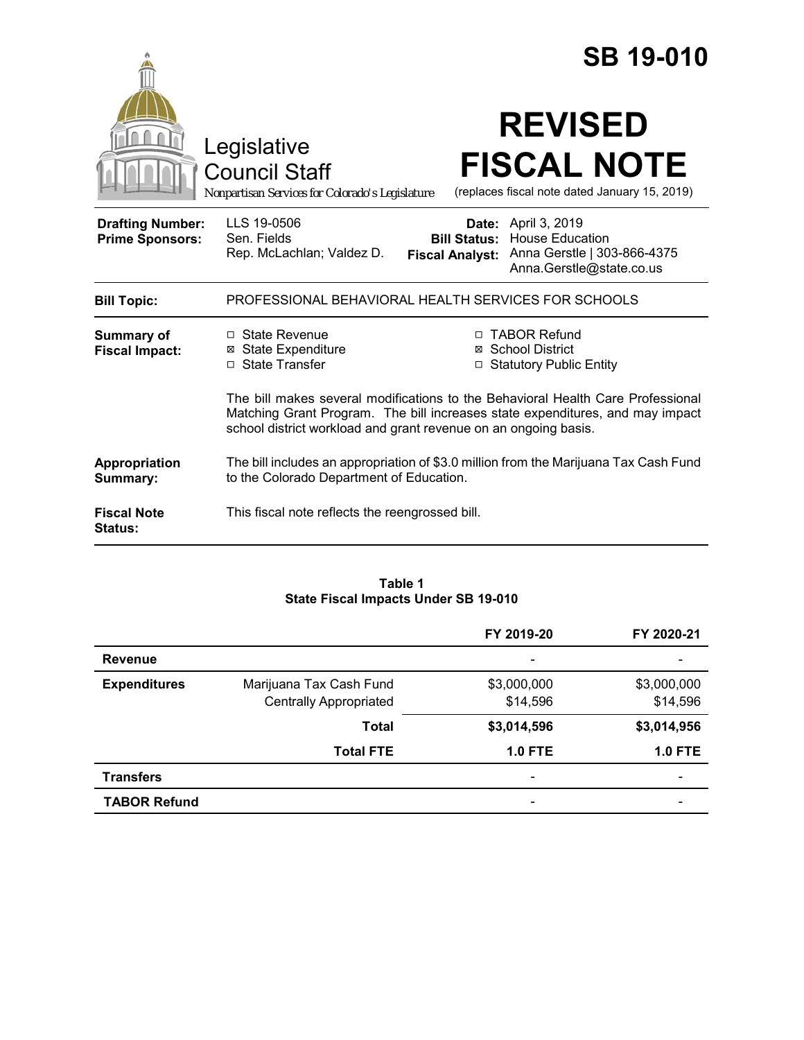# SB 19-010

Legislative Council Staff
*Nonpartisan Services for Colorado's Legislature*

# REVISED FISCAL NOTE

(replaces fiscal note dated January 15, 2019)

| | | | |
|---|---|---|---|
| **Drafting Number:** | LLS 19-0506 | **Date:** | April 3, 2019 |
| **Prime Sponsors:** | Sen. Fields<br>Rep. McLachlan; Valdez D. | **Bill Status:** | House Education |
| | | **Fiscal Analyst:** | Anna Gerstle \| 303-866-4375<br>Anna.Gerstle@state.co.us |

**Bill Topic:** PROFESSIONAL BEHAVIORAL HEALTH SERVICES FOR SCHOOLS

**Summary of Fiscal Impact:**

- ☐ State Revenue
- ☒ State Expenditure
- ☐ State Transfer
- ☐ TABOR Refund
- ☒ School District
- ☐ Statutory Public Entity

The bill makes several modifications to the Behavioral Health Care Professional Matching Grant Program. The bill increases state expenditures, and may impact school district workload and grant revenue on an ongoing basis.

**Appropriation Summary:** The bill includes an appropriation of $3.0 million from the Marijuana Tax Cash Fund to the Colorado Department of Education.

**Fiscal Note Status:** This fiscal note reflects the reengrossed bill.

**Table 1**
**State Fiscal Impacts Under SB 19-010**

| | | FY 2019-20 | FY 2020-21 |
|---|---|---|---|
| **Revenue** | | - | - |
| **Expenditures** | Marijuana Tax Cash Fund<br>Centrally Appropriated | $3,000,000<br>$14,596 | $3,000,000<br>$14,596 |
| | **Total** | **$3,014,596** | **$3,014,956** |
| | **Total FTE** | **1.0 FTE** | **1.0 FTE** |
| **Transfers** | | - | - |
| **TABOR Refund** | | - | - |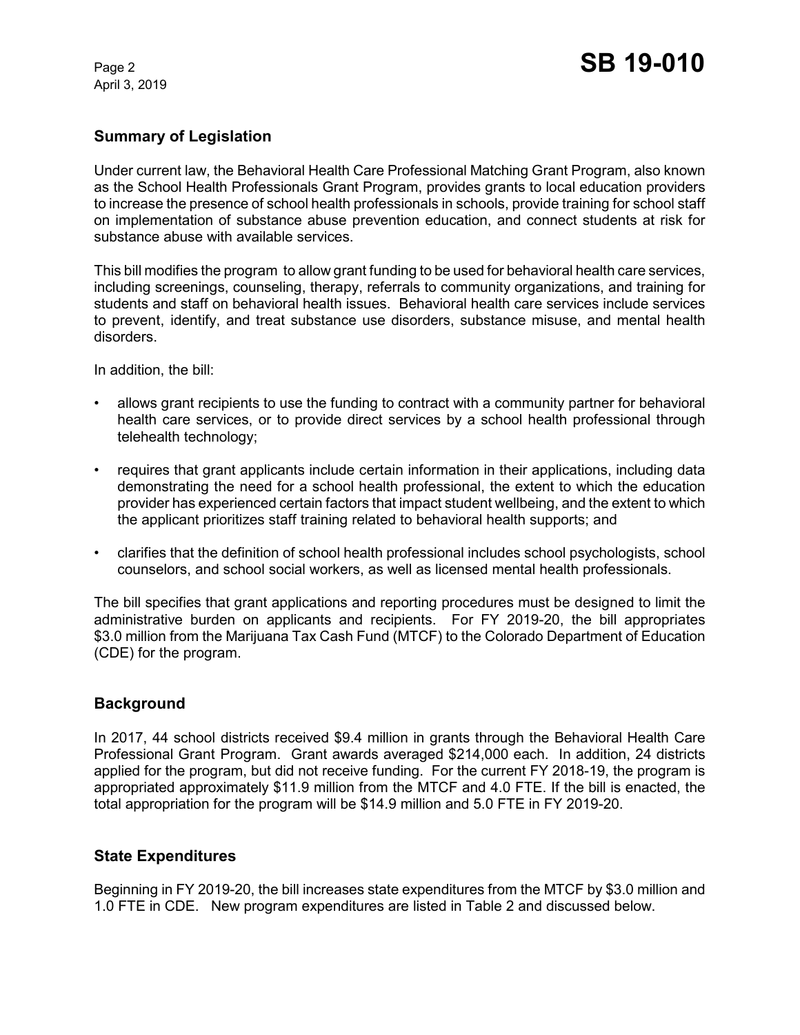## Summary of Legislation

Under current law, the Behavioral Health Care Professional Matching Grant Program, also known as the School Health Professionals Grant Program, provides grants to local education providers to increase the presence of school health professionals in schools, provide training for school staff on implementation of substance abuse prevention education, and connect students at risk for substance abuse with available services.

This bill modifies the program to allow grant funding to be used for behavioral health care services, including screenings, counseling, therapy, referrals to community organizations, and training for students and staff on behavioral health issues. Behavioral health care services include services to prevent, identify, and treat substance use disorders, substance misuse, and mental health disorders.

In addition, the bill:

- allows grant recipients to use the funding to contract with a community partner for behavioral health care services, or to provide direct services by a school health professional through telehealth technology;
- requires that grant applicants include certain information in their applications, including data demonstrating the need for a school health professional, the extent to which the education provider has experienced certain factors that impact student wellbeing, and the extent to which the applicant prioritizes staff training related to behavioral health supports; and
- clarifies that the definition of school health professional includes school psychologists, school counselors, and school social workers, as well as licensed mental health professionals.

The bill specifies that grant applications and reporting procedures must be designed to limit the administrative burden on applicants and recipients. For FY 2019-20, the bill appropriates $3.0 million from the Marijuana Tax Cash Fund (MTCF) to the Colorado Department of Education (CDE) for the program.

## Background

In 2017, 44 school districts received $9.4 million in grants through the Behavioral Health Care Professional Grant Program. Grant awards averaged $214,000 each. In addition, 24 districts applied for the program, but did not receive funding. For the current FY 2018-19, the program is appropriated approximately $11.9 million from the MTCF and 4.0 FTE. If the bill is enacted, the total appropriation for the program will be $14.9 million and 5.0 FTE in FY 2019-20.

## State Expenditures

Beginning in FY 2019-20, the bill increases state expenditures from the MTCF by $3.0 million and 1.0 FTE in CDE. New program expenditures are listed in Table 2 and discussed below.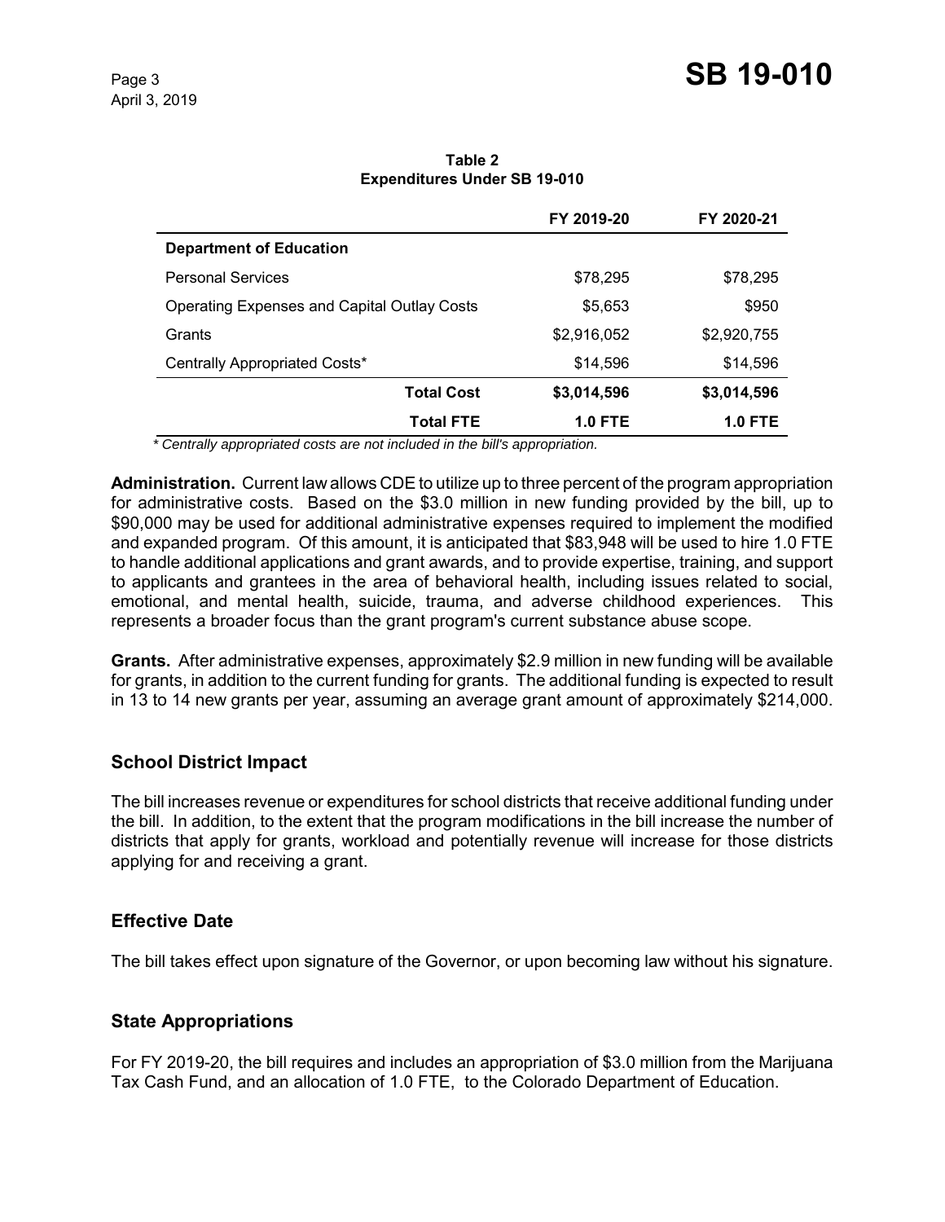**Table 2**
**Expenditures Under SB 19-010**

| | FY 2019-20 | FY 2020-21 |
|---|---|---|
| **Department of Education** | | |
| Personal Services | $78,295 | $78,295 |
| Operating Expenses and Capital Outlay Costs | $5,653 | $950 |
| Grants | $2,916,052 | $2,920,755 |
| Centrally Appropriated Costs* | $14,596 | $14,596 |
| **Total Cost** | **$3,014,596** | **$3,014,596** |
| **Total FTE** | **1.0 FTE** | **1.0 FTE** |

*\* Centrally appropriated costs are not included in the bill's appropriation.*

**Administration.** Current law allows CDE to utilize up to three percent of the program appropriation for administrative costs. Based on the $3.0 million in new funding provided by the bill, up to $90,000 may be used for additional administrative expenses required to implement the modified and expanded program. Of this amount, it is anticipated that $83,948 will be used to hire 1.0 FTE to handle additional applications and grant awards, and to provide expertise, training, and support to applicants and grantees in the area of behavioral health, including issues related to social, emotional, and mental health, suicide, trauma, and adverse childhood experiences. This represents a broader focus than the grant program's current substance abuse scope.

**Grants.** After administrative expenses, approximately $2.9 million in new funding will be available for grants, in addition to the current funding for grants. The additional funding is expected to result in 13 to 14 new grants per year, assuming an average grant amount of approximately $214,000.

## School District Impact

The bill increases revenue or expenditures for school districts that receive additional funding under the bill. In addition, to the extent that the program modifications in the bill increase the number of districts that apply for grants, workload and potentially revenue will increase for those districts applying for and receiving a grant.

## Effective Date

The bill takes effect upon signature of the Governor, or upon becoming law without his signature.

## State Appropriations

For FY 2019-20, the bill requires and includes an appropriation of $3.0 million from the Marijuana Tax Cash Fund, and an allocation of 1.0 FTE, to the Colorado Department of Education.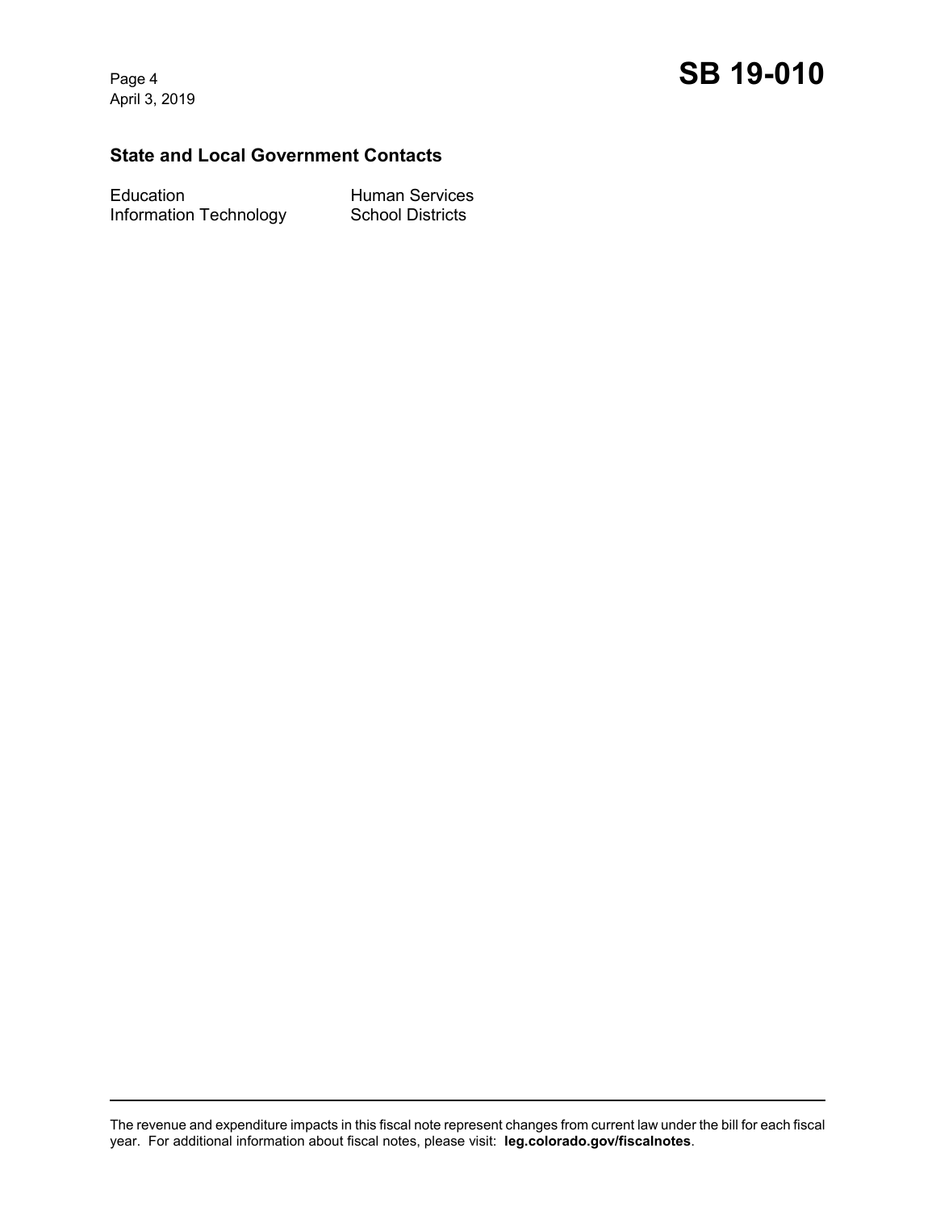## State and Local Government Contacts

| | |
|---|---|
| Education | Human Services |
| Information Technology | School Districts |

The revenue and expenditure impacts in this fiscal note represent changes from current law under the bill for each fiscal year. For additional information about fiscal notes, please visit: **leg.colorado.gov/fiscalnotes**.